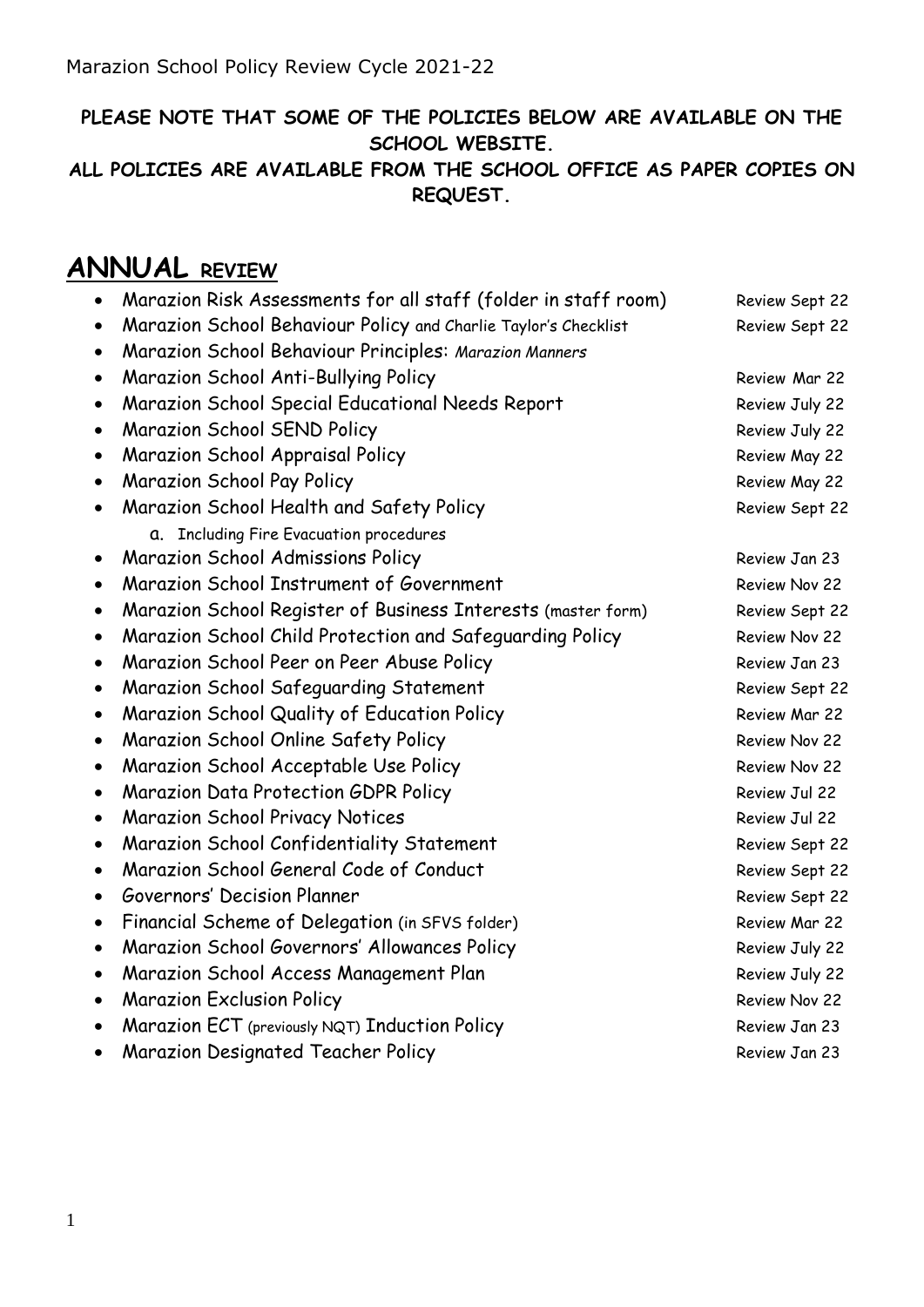Marazion School Policy Review Cycle 2021-22

**PLEASE NOTE THAT SOME OF THE POLICIES BELOW ARE AVAILABLE ON THE SCHOOL WEBSITE.**
**ALL POLICIES ARE AVAILABLE FROM THE SCHOOL OFFICE AS PAPER COPIES ON REQUEST.**

# ANNUAL REVIEW

- Marazion Risk Assessments for all staff (folder in staff room) — Review Sept 22
- Marazion School Behaviour Policy and Charlie Taylor's Checklist — Review Sept 22
- Marazion School Behaviour Principles: *Marazion Manners*
- Marazion School Anti-Bullying Policy — Review Mar 22
- Marazion School Special Educational Needs Report — Review July 22
- Marazion School SEND Policy — Review July 22
- Marazion School Appraisal Policy — Review May 22
- Marazion School Pay Policy — Review May 22
- Marazion School Health and Safety Policy — Review Sept 22
  a. Including Fire Evacuation procedures
- Marazion School Admissions Policy — Review Jan 23
- Marazion School Instrument of Government — Review Nov 22
- Marazion School Register of Business Interests (master form) — Review Sept 22
- Marazion School Child Protection and Safeguarding Policy — Review Nov 22
- Marazion School Peer on Peer Abuse Policy — Review Jan 23
- Marazion School Safeguarding Statement — Review Sept 22
- Marazion School Quality of Education Policy — Review Mar 22
- Marazion School Online Safety Policy — Review Nov 22
- Marazion School Acceptable Use Policy — Review Nov 22
- Marazion Data Protection GDPR Policy — Review Jul 22
- Marazion School Privacy Notices — Review Jul 22
- Marazion School Confidentiality Statement — Review Sept 22
- Marazion School General Code of Conduct — Review Sept 22
- Governors' Decision Planner — Review Sept 22
- Financial Scheme of Delegation (in SFVS folder) — Review Mar 22
- Marazion School Governors' Allowances Policy — Review July 22
- Marazion School Access Management Plan — Review July 22
- Marazion Exclusion Policy — Review Nov 22
- Marazion ECT (previously NQT) Induction Policy — Review Jan 23
- Marazion Designated Teacher Policy — Review Jan 23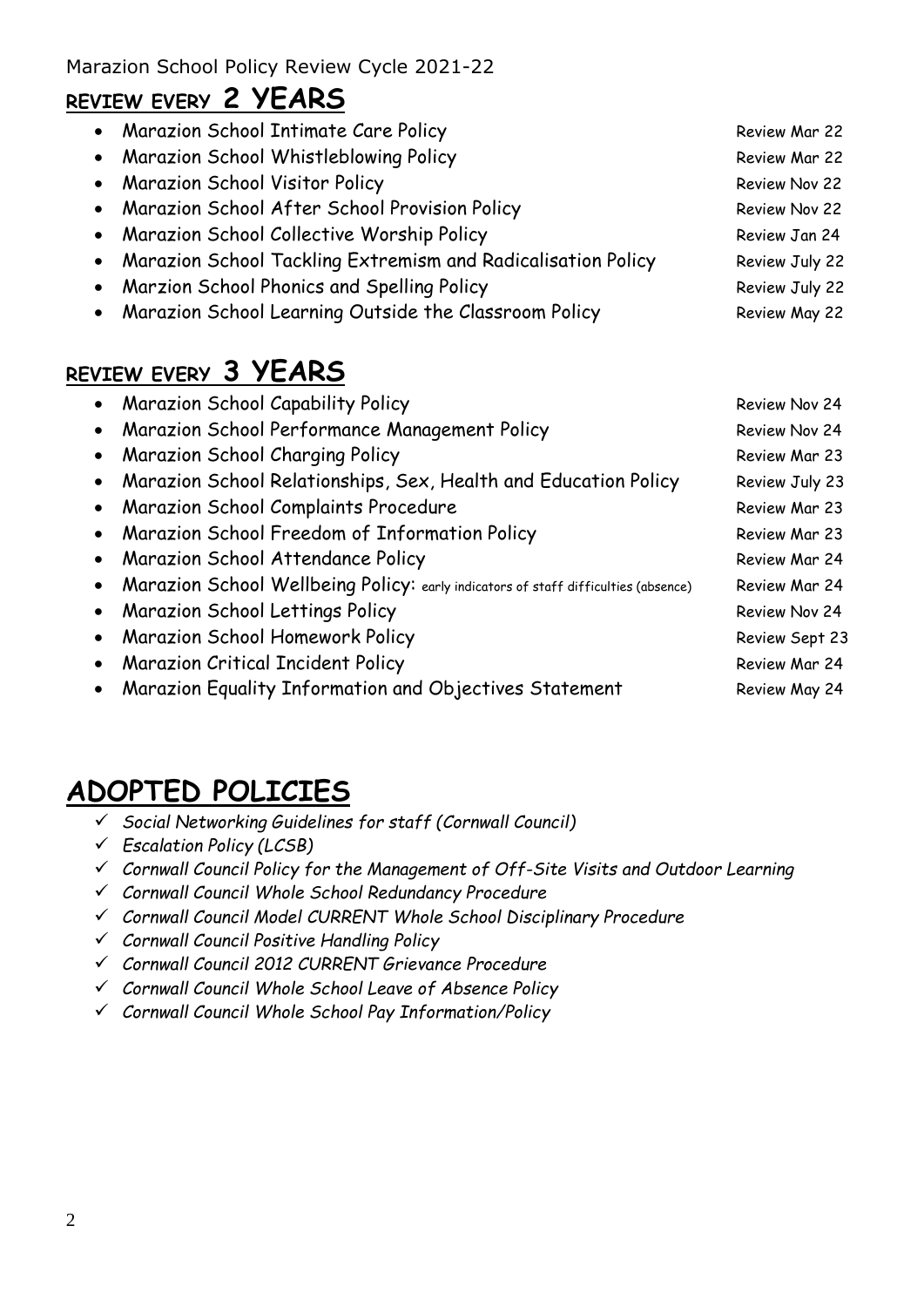Marazion School Policy Review Cycle 2021-22

## REVIEW EVERY 2 YEARS

- Marazion School Intimate Care Policy — Review Mar 22
- Marazion School Whistleblowing Policy — Review Mar 22
- Marazion School Visitor Policy — Review Nov 22
- Marazion School After School Provision Policy — Review Nov 22
- Marazion School Collective Worship Policy — Review Jan 24
- Marazion School Tackling Extremism and Radicalisation Policy — Review July 22
- Marzion School Phonics and Spelling Policy — Review July 22
- Marazion School Learning Outside the Classroom Policy — Review May 22

## REVIEW EVERY 3 YEARS

- Marazion School Capability Policy — Review Nov 24
- Marazion School Performance Management Policy — Review Nov 24
- Marazion School Charging Policy — Review Mar 23
- Marazion School Relationships, Sex, Health and Education Policy — Review July 23
- Marazion School Complaints Procedure — Review Mar 23
- Marazion School Freedom of Information Policy — Review Mar 23
- Marazion School Attendance Policy — Review Mar 24
- Marazion School Wellbeing Policy: early indicators of staff difficulties (absence) — Review Mar 24
- Marazion School Lettings Policy — Review Nov 24
- Marazion School Homework Policy — Review Sept 23
- Marazion Critical Incident Policy — Review Mar 24
- Marazion Equality Information and Objectives Statement — Review May 24

# ADOPTED POLICIES

- ✓ *Social Networking Guidelines for staff (Cornwall Council)*
- ✓ *Escalation Policy (LCSB)*
- ✓ *Cornwall Council Policy for the Management of Off-Site Visits and Outdoor Learning*
- ✓ *Cornwall Council Whole School Redundancy Procedure*
- ✓ *Cornwall Council Model CURRENT Whole School Disciplinary Procedure*
- ✓ *Cornwall Council Positive Handling Policy*
- ✓ *Cornwall Council 2012 CURRENT Grievance Procedure*
- ✓ *Cornwall Council Whole School Leave of Absence Policy*
- ✓ *Cornwall Council Whole School Pay Information/Policy*